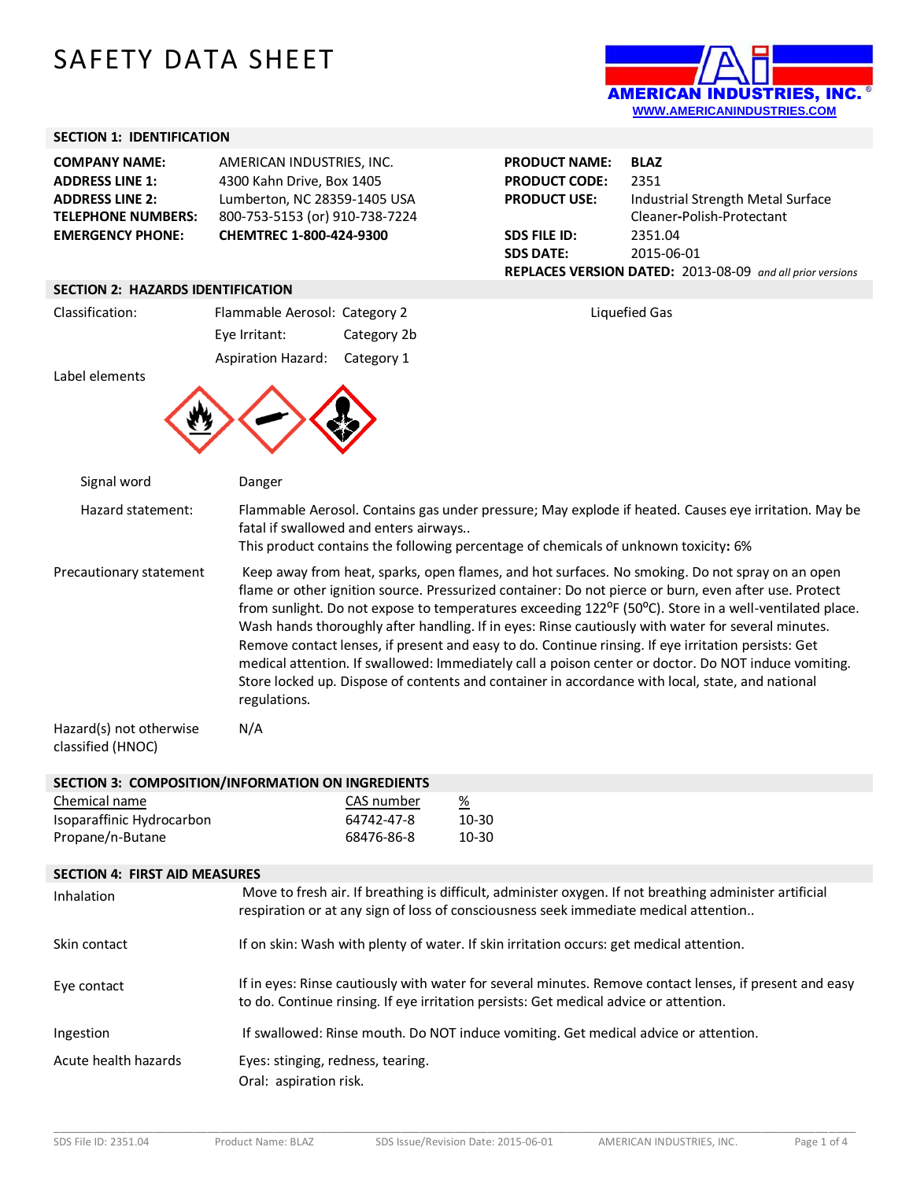# SAFETY DATA SHEET

AMERICAN INDUSTRIES, INC.®
WWW.AMERICANINDUSTRIES.COM

## SECTION 1: IDENTIFICATION

| | |
|---|---|
| **COMPANY NAME:** | AMERICAN INDUSTRIES, INC. |
| **ADDRESS LINE 1:** | 4300 Kahn Drive, Box 1405 |
| **ADDRESS LINE 2:** | Lumberton, NC 28359-1405 USA |
| **TELEPHONE NUMBERS:** | 800-753-5153 (or) 910-738-7224 |
| **EMERGENCY PHONE:** | **CHEMTREC 1-800-424-9300** |

| | |
|---|---|
| **PRODUCT NAME:** | **BLAZ** |
| **PRODUCT CODE:** | 2351 |
| **PRODUCT USE:** | Industrial Strength Metal Surface Cleaner-Polish-Protectant |
| **SDS FILE ID:** | 2351.04 |
| **SDS DATE:** | 2015-06-01 |

**REPLACES VERSION DATED:** 2013-08-09 *and all prior versions*

## SECTION 2: HAZARDS IDENTIFICATION

Classification:

| | | |
|---|---|---|
| Flammable Aerosol: | Category 2 | Liquefied Gas |
| Eye Irritant: | Category 2b | |
| Aspiration Hazard: | Category 1 | |

Label elements

Signal word: Danger

Hazard statement: Flammable Aerosol. Contains gas under pressure; May explode if heated. Causes eye irritation. May be fatal if swallowed and enters airways..
This product contains the following percentage of chemicals of unknown toxicity**:** 6%

Precautionary statement: Keep away from heat, sparks, open flames, and hot surfaces. No smoking. Do not spray on an open flame or other ignition source. Pressurized container: Do not pierce or burn, even after use. Protect from sunlight. Do not expose to temperatures exceeding 122°F (50°C). Store in a well-ventilated place. Wash hands thoroughly after handling. If in eyes: Rinse cautiously with water for several minutes. Remove contact lenses, if present and easy to do. Continue rinsing. If eye irritation persists: Get medical attention. If swallowed: Immediately call a poison center or doctor. Do NOT induce vomiting. Store locked up. Dispose of contents and container in accordance with local, state, and national regulations.

Hazard(s) not otherwise classified (HNOC): N/A

## SECTION 3: COMPOSITION/INFORMATION ON INGREDIENTS

| Chemical name | CAS number | % |
|---|---|---|
| Isoparaffinic Hydrocarbon | 64742-47-8 | 10-30 |
| Propane/n-Butane | 68476-86-8 | 10-30 |

## SECTION 4: FIRST AID MEASURES

| | |
|---|---|
| Inhalation | Move to fresh air. If breathing is difficult, administer oxygen. If not breathing administer artificial respiration or at any sign of loss of consciousness seek immediate medical attention.. |
| Skin contact | If on skin: Wash with plenty of water. If skin irritation occurs: get medical attention. |
| Eye contact | If in eyes: Rinse cautiously with water for several minutes. Remove contact lenses, if present and easy to do. Continue rinsing. If eye irritation persists: Get medical advice or attention. |
| Ingestion | If swallowed: Rinse mouth. Do NOT induce vomiting. Get medical advice or attention. |
| Acute health hazards | Eyes: stinging, redness, tearing.<br>Oral: aspiration risk. |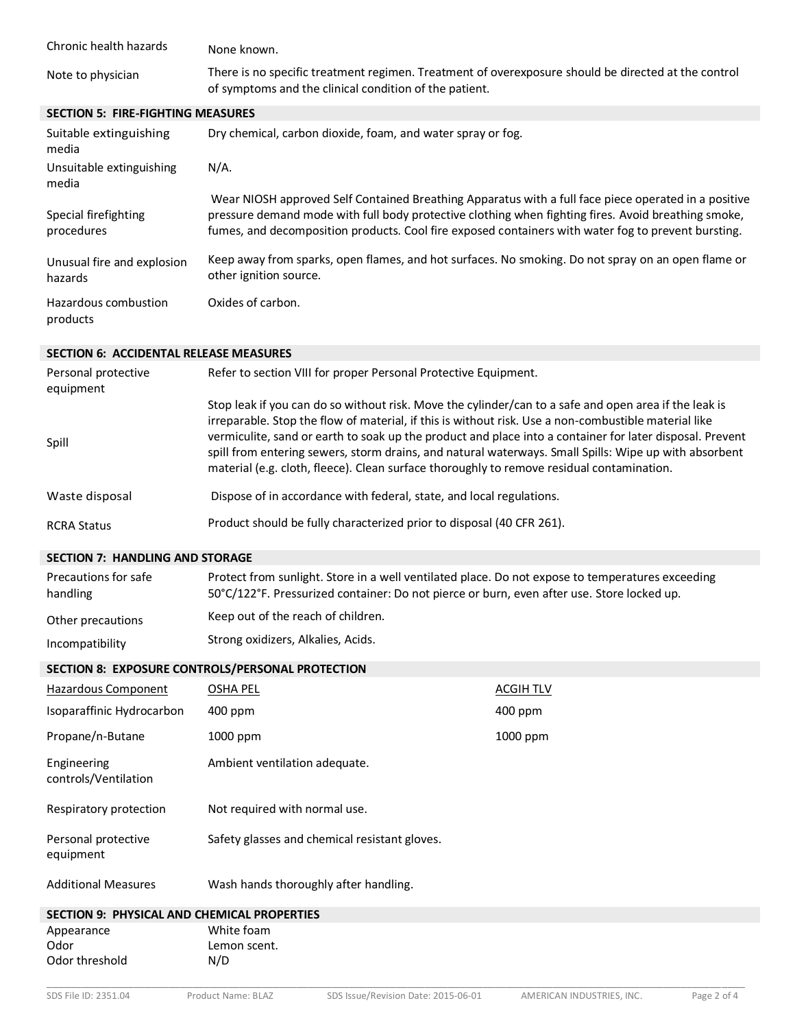| | |
|---|---|
| Chronic health hazards | None known. |
| Note to physician | There is no specific treatment regimen. Treatment of overexposure should be directed at the control of symptoms and the clinical condition of the patient. |

## SECTION 5: FIRE-FIGHTING MEASURES

| | |
|---|---|
| Suitable extinguishing media | Dry chemical, carbon dioxide, foam, and water spray or fog. |
| Unsuitable extinguishing media | N/A. |
| Special firefighting procedures | Wear NIOSH approved Self Contained Breathing Apparatus with a full face piece operated in a positive pressure demand mode with full body protective clothing when fighting fires. Avoid breathing smoke, fumes, and decomposition products. Cool fire exposed containers with water fog to prevent bursting. |
| Unusual fire and explosion hazards | Keep away from sparks, open flames, and hot surfaces. No smoking. Do not spray on an open flame or other ignition source. |
| Hazardous combustion products | Oxides of carbon. |

## SECTION 6: ACCIDENTAL RELEASE MEASURES

| | |
|---|---|
| Personal protective equipment | Refer to section VIII for proper Personal Protective Equipment. |
| Spill | Stop leak if you can do so without risk. Move the cylinder/can to a safe and open area if the leak is irreparable. Stop the flow of material, if this is without risk. Use a non-combustible material like vermiculite, sand or earth to soak up the product and place into a container for later disposal. Prevent spill from entering sewers, storm drains, and natural waterways. Small Spills: Wipe up with absorbent material (e.g. cloth, fleece). Clean surface thoroughly to remove residual contamination. |
| Waste disposal | Dispose of in accordance with federal, state, and local regulations. |
| RCRA Status | Product should be fully characterized prior to disposal (40 CFR 261). |

## SECTION 7: HANDLING AND STORAGE

| | |
|---|---|
| Precautions for safe handling | Protect from sunlight. Store in a well ventilated place. Do not expose to temperatures exceeding 50°C/122°F. Pressurized container: Do not pierce or burn, even after use. Store locked up. |
| Other precautions | Keep out of the reach of children. |
| Incompatibility | Strong oxidizers, Alkalies, Acids. |

## SECTION 8: EXPOSURE CONTROLS/PERSONAL PROTECTION

| Hazardous Component | OSHA PEL | ACGIH TLV |
|---|---|---|
| Isoparaffinic Hydrocarbon | 400 ppm | 400 ppm |
| Propane/n-Butane | 1000 ppm | 1000 ppm |

| | |
|---|---|
| Engineering controls/Ventilation | Ambient ventilation adequate. |
| Respiratory protection | Not required with normal use. |
| Personal protective equipment | Safety glasses and chemical resistant gloves. |
| Additional Measures | Wash hands thoroughly after handling. |

## SECTION 9: PHYSICAL AND CHEMICAL PROPERTIES

| | |
|---|---|
| Appearance | White foam |
| Odor | Lemon scent. |
| Odor threshold | N/D |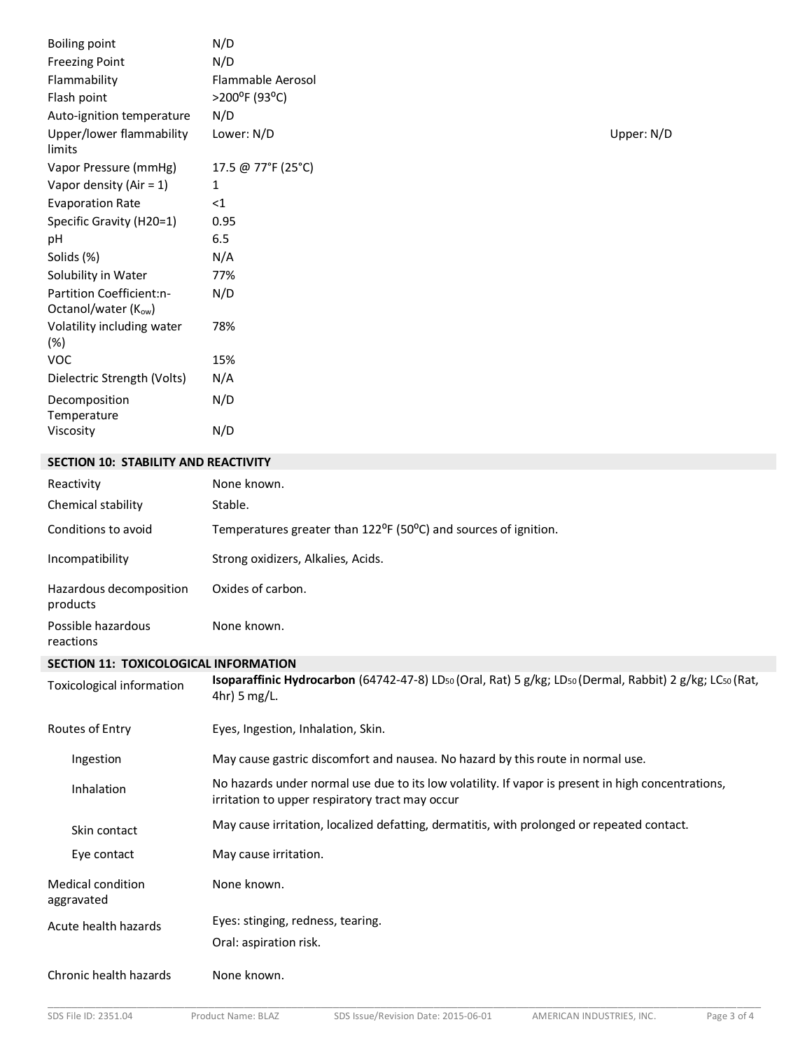| | | |
|---|---|---|
| Boiling point | N/D | |
| Freezing Point | N/D | |
| Flammability | Flammable Aerosol | |
| Flash point | >200°F (93°C) | |
| Auto-ignition temperature | N/D | |
| Upper/lower flammability limits | Lower: N/D | Upper: N/D |
| Vapor Pressure (mmHg) | 17.5 @ 77°F (25°C) | |
| Vapor density (Air = 1) | 1 | |
| Evaporation Rate | <1 | |
| Specific Gravity (H20=1) | 0.95 | |
| pH | 6.5 | |
| Solids (%) | N/A | |
| Solubility in Water | 77% | |
| Partition Coefficient:n-Octanol/water ($K_{ow}$) | N/D | |
| Volatility including water (%) | 78% | |
| VOC | 15% | |
| Dielectric Strength (Volts) | N/A | |
| Decomposition Temperature | N/D | |
| Viscosity | N/D | |

## SECTION 10: STABILITY AND REACTIVITY

| | |
|---|---|
| Reactivity | None known. |
| Chemical stability | Stable. |
| Conditions to avoid | Temperatures greater than 122°F (50°C) and sources of ignition. |
| Incompatibility | Strong oxidizers, Alkalies, Acids. |
| Hazardous decomposition products | Oxides of carbon. |
| Possible hazardous reactions | None known. |

## SECTION 11: TOXICOLOGICAL INFORMATION

| | |
|---|---|
| Toxicological information | **Isoparaffinic Hydrocarbon** (64742-47-8) $LD_{50}$ (Oral, Rat) 5 g/kg; $LD_{50}$ (Dermal, Rabbit) 2 g/kg; $LC_{50}$ (Rat, 4hr) 5 mg/L. |
| Routes of Entry | Eyes, Ingestion, Inhalation, Skin. |
| Ingestion | May cause gastric discomfort and nausea. No hazard by this route in normal use. |
| Inhalation | No hazards under normal use due to its low volatility. If vapor is present in high concentrations, irritation to upper respiratory tract may occur |
| Skin contact | May cause irritation, localized defatting, dermatitis, with prolonged or repeated contact. |
| Eye contact | May cause irritation. |
| Medical condition aggravated | None known. |
| Acute health hazards | Eyes: stinging, redness, tearing.<br>Oral: aspiration risk. |
| Chronic health hazards | None known. |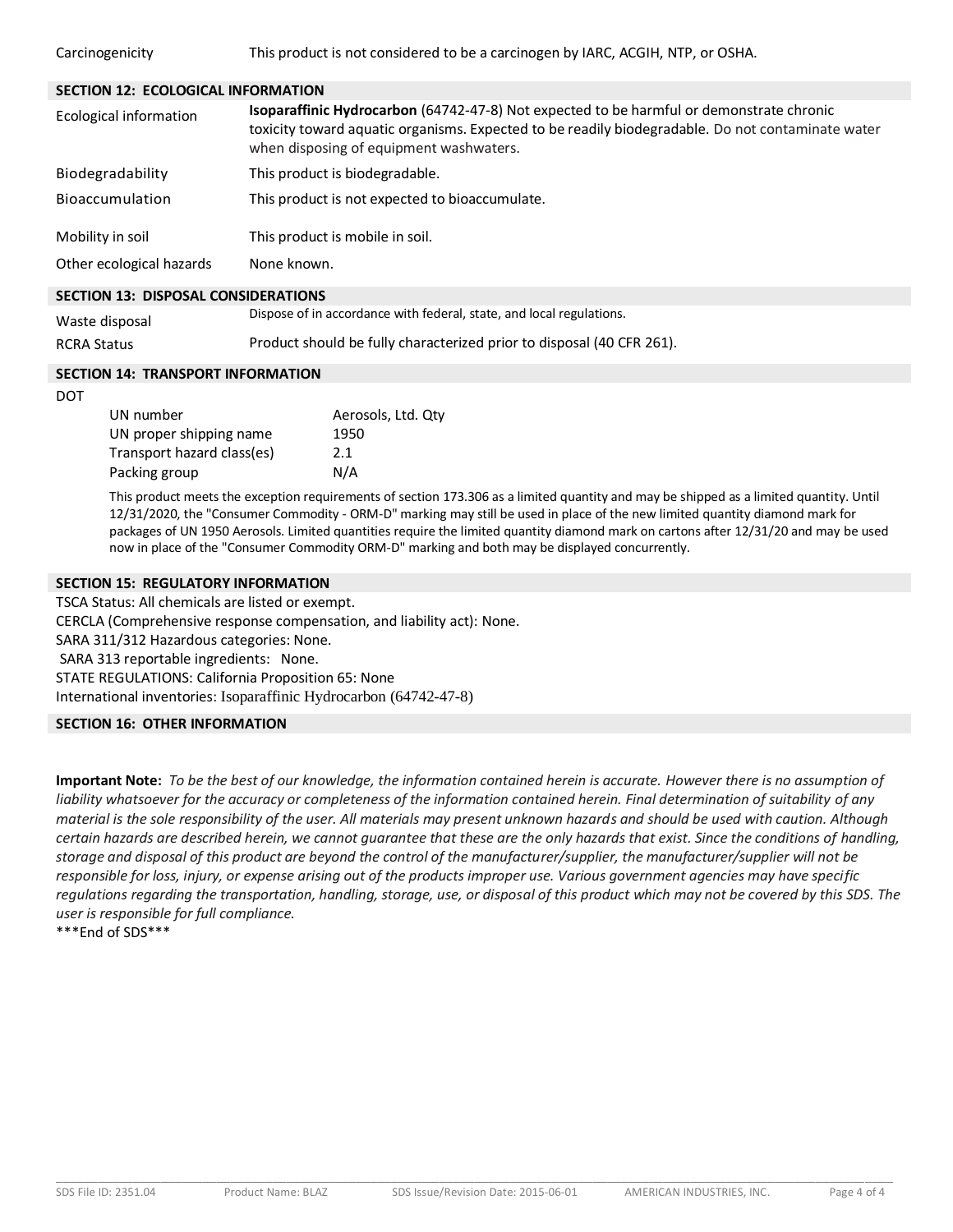| | |
|---|---|
| Carcinogenicity | This product is not considered to be a carcinogen by IARC, ACGIH, NTP, or OSHA. |

## SECTION 12: ECOLOGICAL INFORMATION

| | |
|---|---|
| Ecological information | **Isoparaffinic Hydrocarbon** (64742-47-8) Not expected to be harmful or demonstrate chronic toxicity toward aquatic organisms. Expected to be readily biodegradable. Do not contaminate water when disposing of equipment washwaters. |
| Biodegradability | This product is biodegradable. |
| Bioaccumulation | This product is not expected to bioaccumulate. |
| Mobility in soil | This product is mobile in soil. |
| Other ecological hazards | None known. |

## SECTION 13: DISPOSAL CONSIDERATIONS

| | |
|---|---|
| Waste disposal | Dispose of in accordance with federal, state, and local regulations. |
| RCRA Status | Product should be fully characterized prior to disposal (40 CFR 261). |

## SECTION 14: TRANSPORT INFORMATION

DOT

| | |
|---|---|
| UN number | Aerosols, Ltd. Qty |
| UN proper shipping name | 1950 |
| Transport hazard class(es) | 2.1 |
| Packing group | N/A |

This product meets the exception requirements of section 173.306 as a limited quantity and may be shipped as a limited quantity. Until 12/31/2020, the "Consumer Commodity - ORM-D" marking may still be used in place of the new limited quantity diamond mark for packages of UN 1950 Aerosols. Limited quantities require the limited quantity diamond mark on cartons after 12/31/20 and may be used now in place of the "Consumer Commodity ORM-D" marking and both may be displayed concurrently.

## SECTION 15: REGULATORY INFORMATION

TSCA Status: All chemicals are listed or exempt.
CERCLA (Comprehensive response compensation, and liability act): None.
SARA 311/312 Hazardous categories: None.
SARA 313 reportable ingredients: None.
STATE REGULATIONS: California Proposition 65: None
International inventories: Isoparaffinic Hydrocarbon (64742-47-8)

## SECTION 16: OTHER INFORMATION

**Important Note:** *To be the best of our knowledge, the information contained herein is accurate. However there is no assumption of liability whatsoever for the accuracy or completeness of the information contained herein. Final determination of suitability of any material is the sole responsibility of the user. All materials may present unknown hazards and should be used with caution. Although certain hazards are described herein, we cannot guarantee that these are the only hazards that exist. Since the conditions of handling, storage and disposal of this product are beyond the control of the manufacturer/supplier, the manufacturer/supplier will not be responsible for loss, injury, or expense arising out of the products improper use. Various government agencies may have specific regulations regarding the transportation, handling, storage, use, or disposal of this product which may not be covered by this SDS. The user is responsible for full compliance.*

***End of SDS***